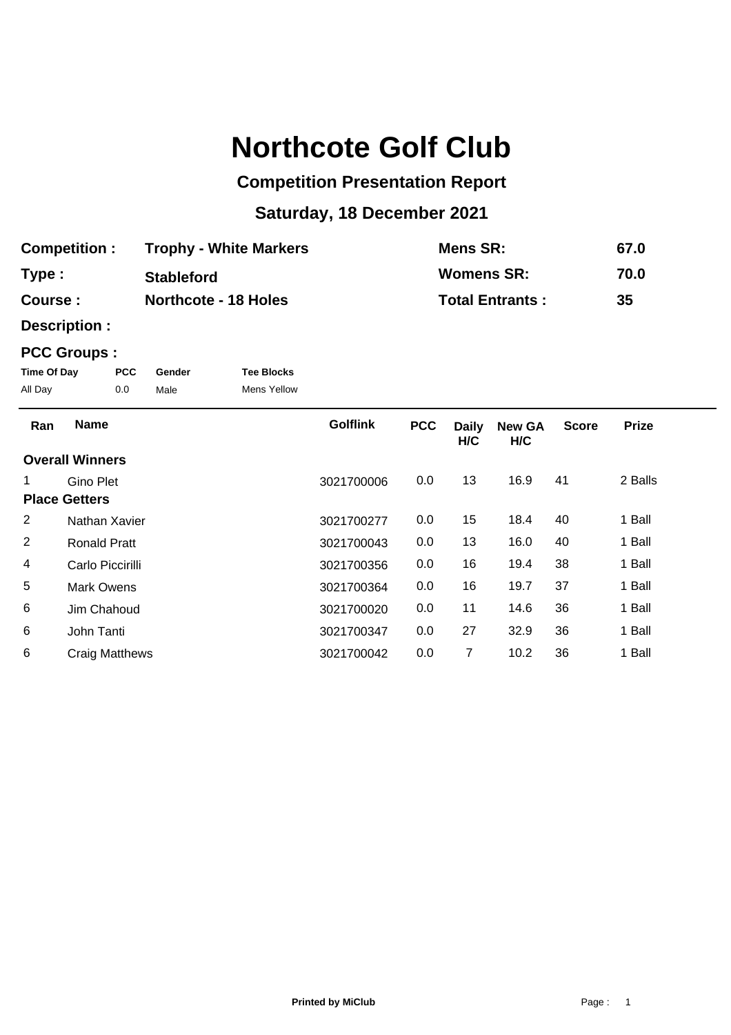# Northcote Golf Club

## Competition Presentation Report

## Saturday, 18 December 2021

| | | | |
|---|---|---|---|
| **Competition :** | **Trophy - White Markers** | **Mens SR:** | **67.0** |
| **Type :** | **Stableford** | **Womens SR:** | **70.0** |
| **Course :** | **Northcote - 18 Holes** | **Total Entrants :** | **35** |
| **Description :** | | | |

**PCC Groups :**

| Time Of Day | PCC | Gender | Tee Blocks |
|---|---|---|---|
| All Day | 0.0 | Male | Mens Yellow |

| Ran | Name | Golflink | PCC | Daily H/C | New GA H/C | Score | Prize |
|---|---|---|---|---|---|---|---|
| **Overall Winners** | | | | | | | |
| 1 | Gino Plet | 3021700006 | 0.0 | 13 | 16.9 | 41 | 2 Balls |
| **Place Getters** | | | | | | | |
| 2 | Nathan Xavier | 3021700277 | 0.0 | 15 | 18.4 | 40 | 1 Ball |
| 2 | Ronald Pratt | 3021700043 | 0.0 | 13 | 16.0 | 40 | 1 Ball |
| 4 | Carlo Piccirilli | 3021700356 | 0.0 | 16 | 19.4 | 38 | 1 Ball |
| 5 | Mark Owens | 3021700364 | 0.0 | 16 | 19.7 | 37 | 1 Ball |
| 6 | Jim Chahoud | 3021700020 | 0.0 | 11 | 14.6 | 36 | 1 Ball |
| 6 | John Tanti | 3021700347 | 0.0 | 27 | 32.9 | 36 | 1 Ball |
| 6 | Craig Matthews | 3021700042 | 0.0 | 7 | 10.2 | 36 | 1 Ball |

**Printed by MiClub**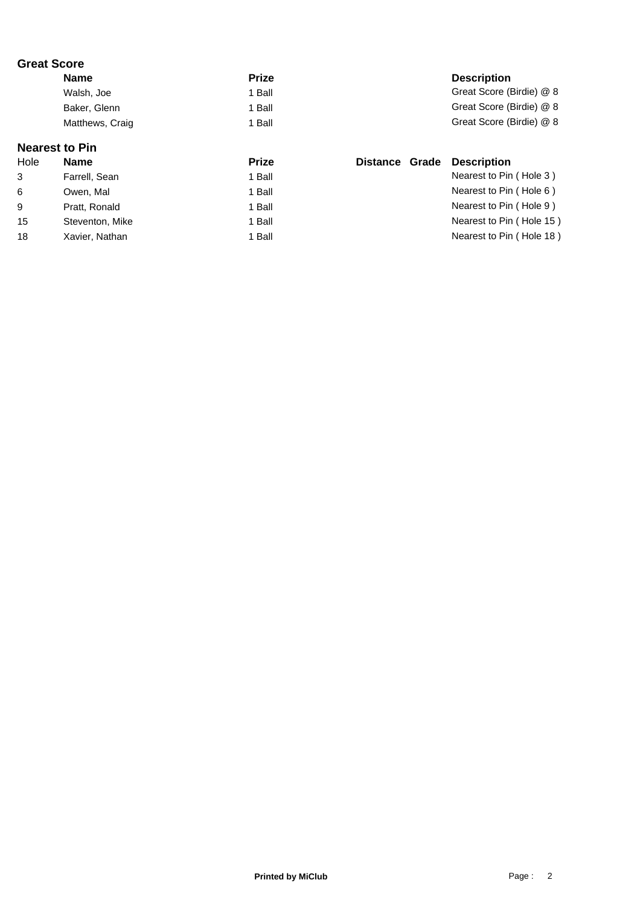## Great Score

| | Name | Prize | Description |
|---|---|---|---|
| | Walsh, Joe | 1 Ball | Great Score (Birdie) @ 8 |
| | Baker, Glenn | 1 Ball | Great Score (Birdie) @ 8 |
| | Matthews, Craig | 1 Ball | Great Score (Birdie) @ 8 |

## Nearest to Pin

| Hole | Name | Prize | Distance | Grade | Description |
|---|---|---|---|---|---|
| 3 | Farrell, Sean | 1 Ball | | | Nearest to Pin ( Hole 3 ) |
| 6 | Owen, Mal | 1 Ball | | | Nearest to Pin ( Hole 6 ) |
| 9 | Pratt, Ronald | 1 Ball | | | Nearest to Pin ( Hole 9 ) |
| 15 | Steventon, Mike | 1 Ball | | | Nearest to Pin ( Hole 15 ) |
| 18 | Xavier, Nathan | 1 Ball | | | Nearest to Pin ( Hole 18 ) |

**Printed by MiClub**